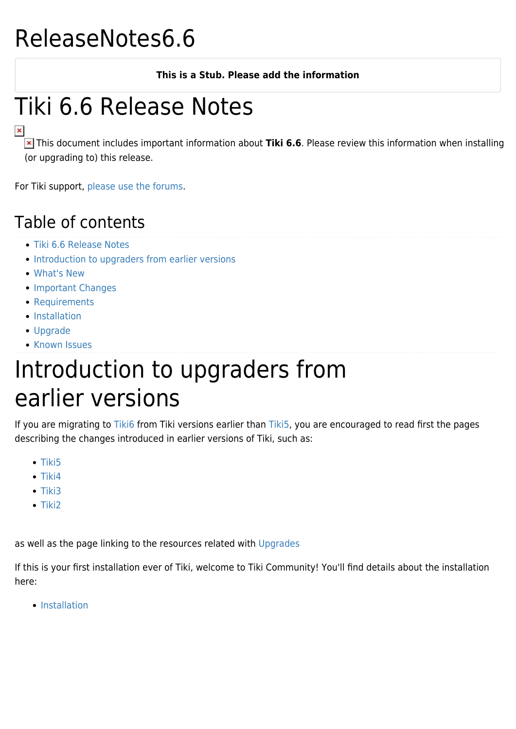# ReleaseNotes6.6

**This is a Stub. Please add the information**

# Tiki 6.6 Release Notes

This document includes important information about **Tiki 6.6**. Please review this information when installing (or upgrading to) this release.

For Tiki support, please use the forums.

## Table of contents

- Tiki 6.6 Release Notes
- Introduction to upgraders from earlier versions
- What's New
- Important Changes
- Requirements
- Installation
- Upgrade
- Known Issues

# Introduction to upgraders from earlier versions

If you are migrating to Tiki6 from Tiki versions earlier than Tiki5, you are encouraged to read first the pages describing the changes introduced in earlier versions of Tiki, such as:

- Tiki5
- Tiki4
- Tiki3
- Tiki2

as well as the page linking to the resources related with Upgrades

If this is your first installation ever of Tiki, welcome to Tiki Community! You'll find details about the installation here:

- Installation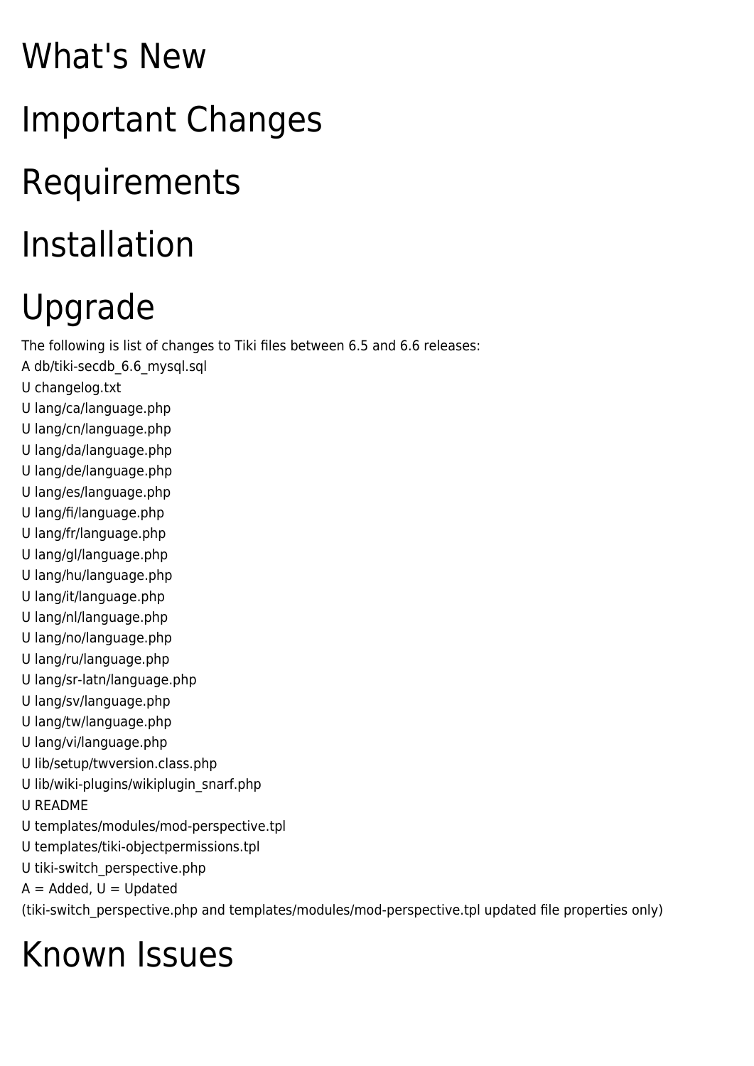# What's New

# Important Changes

# Requirements

# Installation

# Upgrade

The following is list of changes to Tiki files between 6.5 and 6.6 releases:

A db/tiki-secdb_6.6_mysql.sql
U changelog.txt
U lang/ca/language.php
U lang/cn/language.php
U lang/da/language.php
U lang/de/language.php
U lang/es/language.php
U lang/fi/language.php
U lang/fr/language.php
U lang/gl/language.php
U lang/hu/language.php
U lang/it/language.php
U lang/nl/language.php
U lang/no/language.php
U lang/ru/language.php
U lang/sr-latn/language.php
U lang/sv/language.php
U lang/tw/language.php
U lang/vi/language.php
U lib/setup/twversion.class.php
U lib/wiki-plugins/wikiplugin_snarf.php
U README
U templates/modules/mod-perspective.tpl
U templates/tiki-objectpermissions.tpl
U tiki-switch_perspective.php
A = Added, U = Updated
(tiki-switch_perspective.php and templates/modules/mod-perspective.tpl updated file properties only)

# Known Issues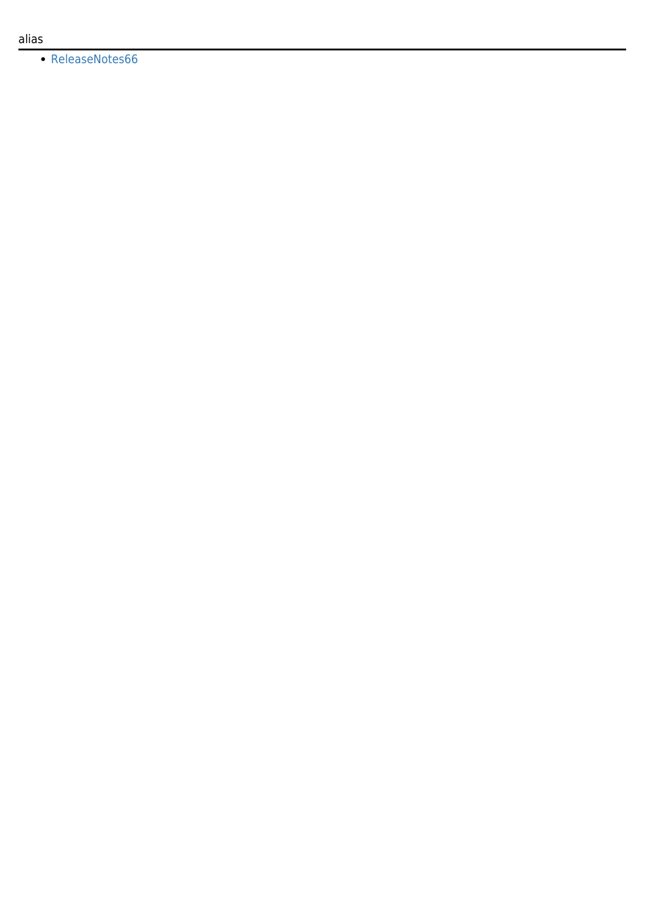alias

- ReleaseNotes66